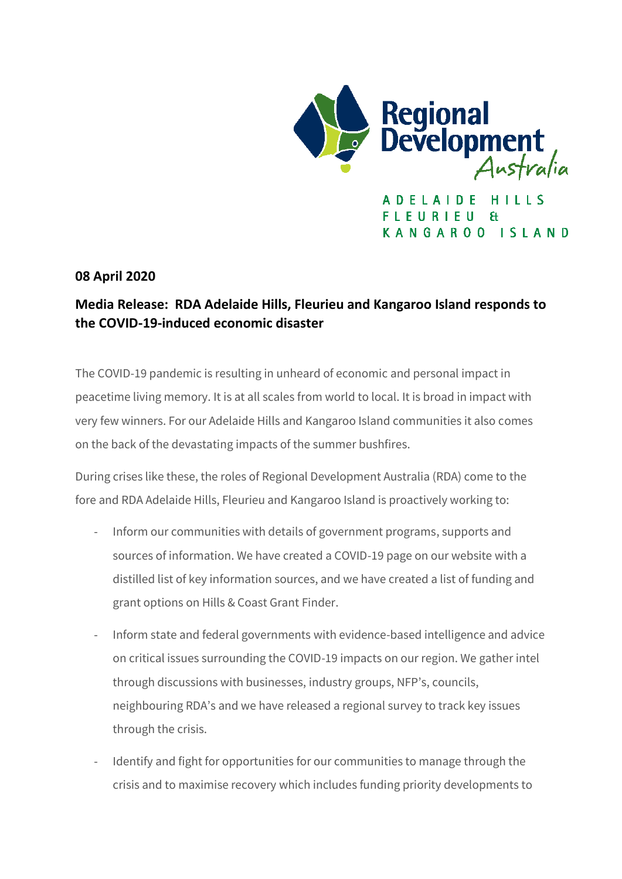Regional Development Australia

ADELAIDE HILLS
FLEURIEU &
KANGAROO ISLAND

**08 April 2020**

## Media Release: RDA Adelaide Hills, Fleurieu and Kangaroo Island responds to the COVID-19-induced economic disaster

The COVID-19 pandemic is resulting in unheard of economic and personal impact in peacetime living memory. It is at all scales from world to local. It is broad in impact with very few winners. For our Adelaide Hills and Kangaroo Island communities it also comes on the back of the devastating impacts of the summer bushfires.

During crises like these, the roles of Regional Development Australia (RDA) come to the fore and RDA Adelaide Hills, Fleurieu and Kangaroo Island is proactively working to:

- Inform our communities with details of government programs, supports and sources of information. We have created a COVID-19 page on our website with a distilled list of key information sources, and we have created a list of funding and grant options on Hills & Coast Grant Finder.
- Inform state and federal governments with evidence-based intelligence and advice on critical issues surrounding the COVID-19 impacts on our region. We gather intel through discussions with businesses, industry groups, NFP's, councils, neighbouring RDA's and we have released a regional survey to track key issues through the crisis.
- Identify and fight for opportunities for our communities to manage through the crisis and to maximise recovery which includes funding priority developments to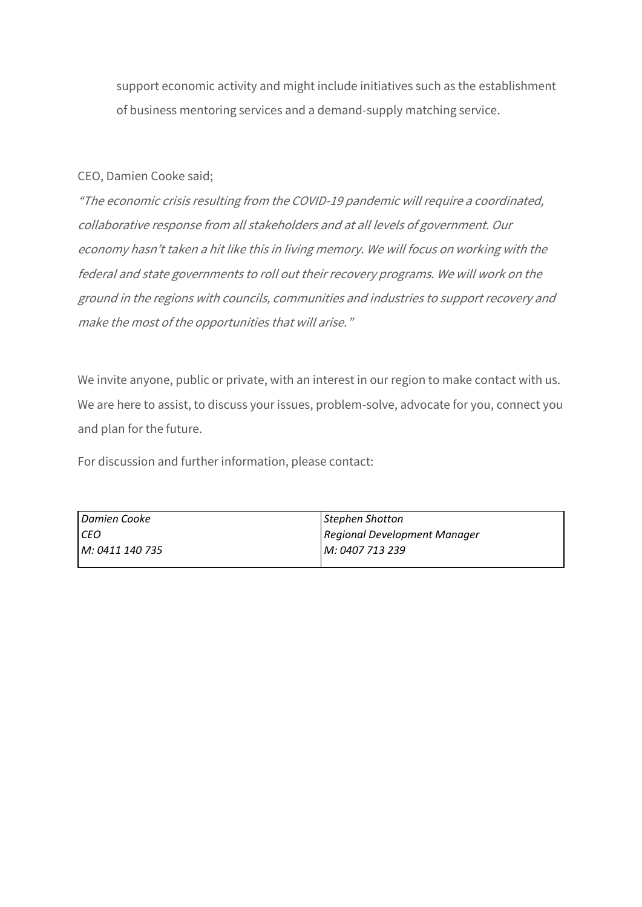support economic activity and might include initiatives such as the establishment of business mentoring services and a demand-supply matching service.

CEO, Damien Cooke said;

*"The economic crisis resulting from the COVID-19 pandemic will require a coordinated, collaborative response from all stakeholders and at all levels of government. Our economy hasn't taken a hit like this in living memory. We will focus on working with the federal and state governments to roll out their recovery programs. We will work on the ground in the regions with councils, communities and industries to support recovery and make the most of the opportunities that will arise."*

We invite anyone, public or private, with an interest in our region to make contact with us. We are here to assist, to discuss your issues, problem-solve, advocate for you, connect you and plan for the future.

For discussion and further information, please contact:

| | |
|---|---|
| *Damien Cooke*<br>*CEO*<br>*M: 0411 140 735* | *Stephen Shotton*<br>*Regional Development Manager*<br>*M: 0407 713 239* |